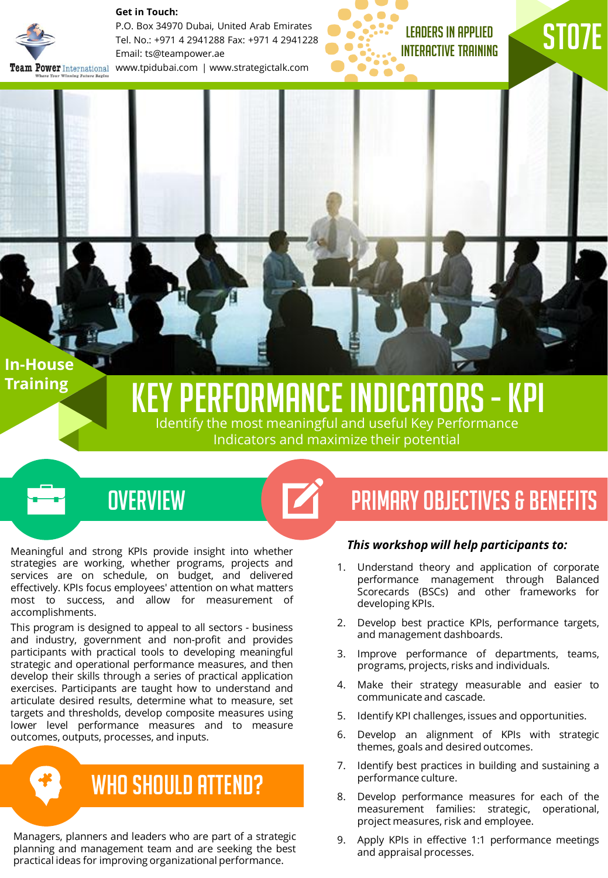**Get in Touch:**

P.O. Box 34970 Dubai, United Arab Emirates
Tel. No.: +971 4 2941288 Fax: +971 4 2941228
Email: ts@teampower.ae
www.tpidubai.com | www.strategictalk.com

Team Power International — Where Your Winning Future Begins

LEADERS IN APPLIED INTERACTIVE TRAINING

ST07E

In-House Training

# KEY PERFORMANCE INDICATORS - KPI

Identify the most meaningful and useful Key Performance Indicators and maximize their potential

## OVERVIEW

Meaningful and strong KPIs provide insight into whether strategies are working, whether programs, projects and services are on schedule, on budget, and delivered effectively. KPIs focus employees' attention on what matters most to success, and allow for measurement of accomplishments.

This program is designed to appeal to all sectors - business and industry, government and non-profit and provides participants with practical tools to developing meaningful strategic and operational performance measures, and then develop their skills through a series of practical application exercises. Participants are taught how to understand and articulate desired results, determine what to measure, set targets and thresholds, develop composite measures using lower level performance measures and to measure outcomes, outputs, processes, and inputs.

## WHO SHOULD ATTEND?

Managers, planners and leaders who are part of a strategic planning and management team and are seeking the best practical ideas for improving organizational performance.

## PRIMARY OBJECTIVES & BENEFITS

***This workshop will help participants to:***

1. Understand theory and application of corporate performance management through Balanced Scorecards (BSCs) and other frameworks for developing KPIs.
2. Develop best practice KPIs, performance targets, and management dashboards.
3. Improve performance of departments, teams, programs, projects, risks and individuals.
4. Make their strategy measurable and easier to communicate and cascade.
5. Identify KPI challenges, issues and opportunities.
6. Develop an alignment of KPIs with strategic themes, goals and desired outcomes.
7. Identify best practices in building and sustaining a performance culture.
8. Develop performance measures for each of the measurement families: strategic, operational, project measures, risk and employee.
9. Apply KPIs in effective 1:1 performance meetings and appraisal processes.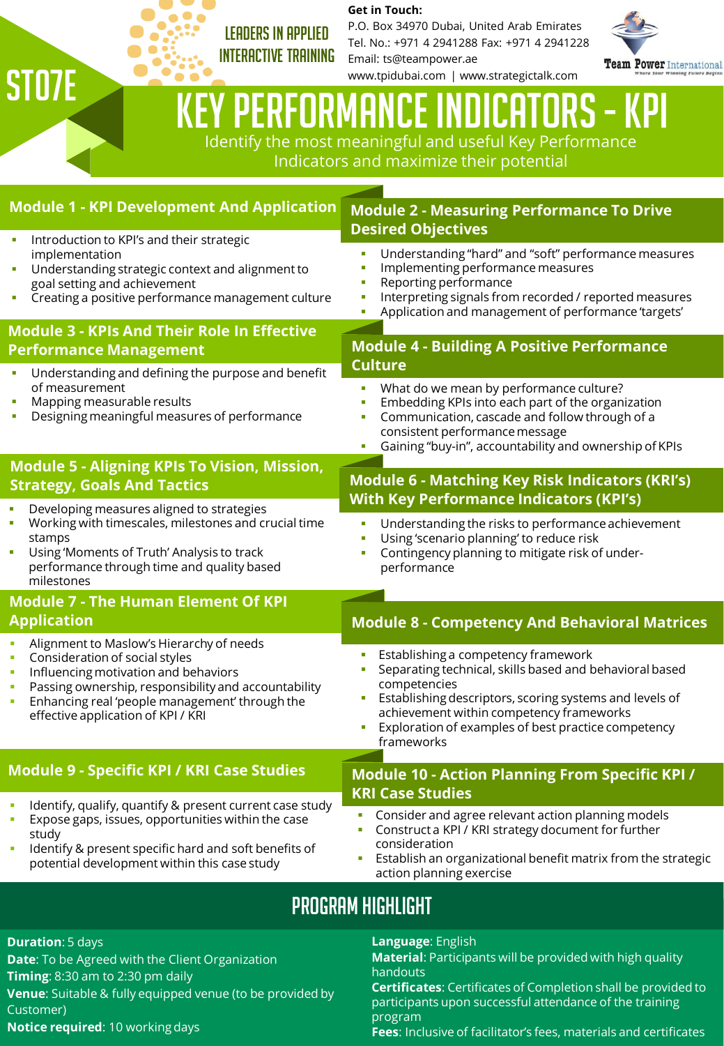ST07E

LEADERS IN APPLIED INTERACTIVE TRAINING

**Get in Touch:**
P.O. Box 34970 Dubai, United Arab Emirates
Tel. No.: +971 4 2941288 Fax: +971 4 2941228
Email: ts@teampower.ae
www.tpidubai.com | www.strategictalk.com

Team Power International
Where Your Winning Future Begins

# KEY PERFORMANCE INDICATORS - KPI

Identify the most meaningful and useful Key Performance Indicators and maximize their potential

## Module 1 - KPI Development And Application

- Introduction to KPI's and their strategic implementation
- Understanding strategic context and alignment to goal setting and achievement
- Creating a positive performance management culture

## Module 2 - Measuring Performance To Drive Desired Objectives

- Understanding "hard" and "soft" performance measures
- Implementing performance measures
- Reporting performance
- Interpreting signals from recorded / reported measures
- Application and management of performance 'targets'

## Module 3 - KPIs And Their Role In Effective Performance Management

- Understanding and defining the purpose and benefit of measurement
- Mapping measurable results
- Designing meaningful measures of performance

## Module 4 - Building A Positive Performance Culture

- What do we mean by performance culture?
- Embedding KPIs into each part of the organization
- Communication, cascade and follow through of a consistent performance message
- Gaining "buy-in", accountability and ownership of KPIs

## Module 5 - Aligning KPIs To Vision, Mission, Strategy, Goals And Tactics

- Developing measures aligned to strategies
- Working with timescales, milestones and crucial time stamps
- Using 'Moments of Truth' Analysis to track performance through time and quality based milestones

## Module 6 - Matching Key Risk Indicators (KRI's) With Key Performance Indicators (KPI's)

- Understanding the risks to performance achievement
- Using 'scenario planning' to reduce risk
- Contingency planning to mitigate risk of under-performance

## Module 7 - The Human Element Of KPI Application

- Alignment to Maslow's Hierarchy of needs
- Consideration of social styles
- Influencing motivation and behaviors
- Passing ownership, responsibility and accountability
- Enhancing real 'people management' through the effective application of KPI / KRI

## Module 8 - Competency And Behavioral Matrices

- Establishing a competency framework
- Separating technical, skills based and behavioral based competencies
- Establishing descriptors, scoring systems and levels of achievement within competency frameworks
- Exploration of examples of best practice competency frameworks

## Module 9 - Specific KPI / KRI Case Studies

- Identify, qualify, quantify & present current case study
- Expose gaps, issues, opportunities within the case study
- Identify & present specific hard and soft benefits of potential development within this case study

## Module 10 - Action Planning From Specific KPI / KRI Case Studies

- Consider and agree relevant action planning models
- Construct a KPI / KRI strategy document for further consideration
- Establish an organizational benefit matrix from the strategic action planning exercise

## PROGRAM HIGHLIGHT

**Duration**: 5 days
**Date**: To be Agreed with the Client Organization
**Timing**: 8:30 am to 2:30 pm daily
**Venue**: Suitable & fully equipped venue (to be provided by Customer)
**Notice required**: 10 working days

**Language**: English
**Material**: Participants will be provided with high quality handouts
**Certificates**: Certificates of Completion shall be provided to participants upon successful attendance of the training program
**Fees**: Inclusive of facilitator's fees, materials and certificates